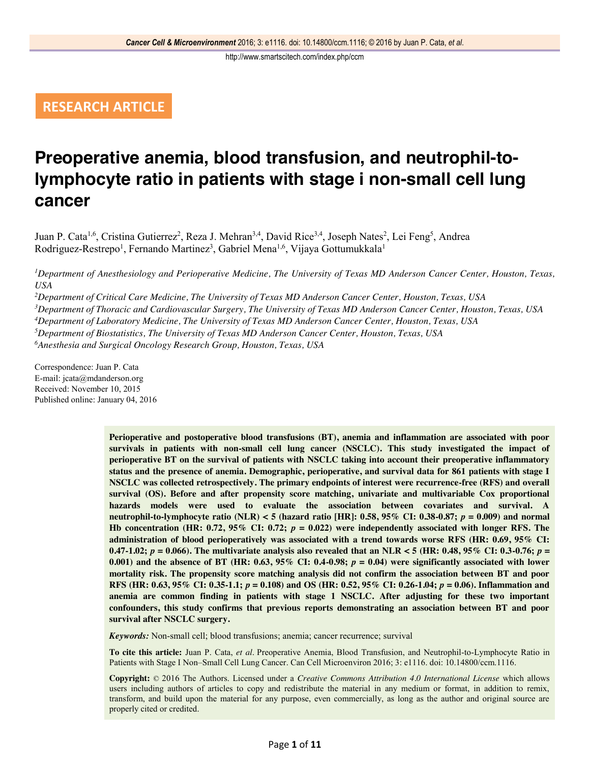RESEARCH ARTICLE

# Preoperative anemia, blood transfusion, and neutrophil-to-lymphocyte ratio in patients with stage i non-small cell lung cancer

Juan P. Cata[1,6], Cristina Gutierrez[2], Reza J. Mehran[3,4], David Rice[3,4], Joseph Nates[2], Lei Feng[5], Andrea Rodriguez-Restrepo[1], Fernando Martinez[3], Gabriel Mena[1,6], Vijaya Gottumukkala[1]

*[1]Department of Anesthesiology and Perioperative Medicine, The University of Texas MD Anderson Cancer Center, Houston, Texas, USA*

*[2]Department of Critical Care Medicine, The University of Texas MD Anderson Cancer Center, Houston, Texas, USA*

*[3]Department of Thoracic and Cardiovascular Surgery, The University of Texas MD Anderson Cancer Center, Houston, Texas, USA*

*[4]Department of Laboratory Medicine, The University of Texas MD Anderson Cancer Center, Houston, Texas, USA*

*[5]Department of Biostatistics, The University of Texas MD Anderson Cancer Center, Houston, Texas, USA*

*[6]Anesthesia and Surgical Oncology Research Group, Houston, Texas, USA*

Correspondence: Juan P. Cata
E-mail: jcata@mdanderson.org
Received: November 10, 2015
Published online: January 04, 2016

**Perioperative and postoperative blood transfusions (BT), anemia and inflammation are associated with poor survivals in patients with non-small cell lung cancer (NSCLC). This study investigated the impact of perioperative BT on the survival of patients with NSCLC taking into account their preoperative inflammatory status and the presence of anemia. Demographic, perioperative, and survival data for 861 patients with stage I NSCLC was collected retrospectively. The primary endpoints of interest were recurrence-free (RFS) and overall survival (OS). Before and after propensity score matching, univariate and multivariable Cox proportional hazards models were used to evaluate the association between covariates and survival. A neutrophil-to-lymphocyte ratio (NLR) < 5 (hazard ratio [HR]: 0.58, 95% CI: 0.38-0.87; *p* = 0.009) and normal Hb concentration (HR: 0.72, 95% CI: 0.72; *p* = 0.022) were independently associated with longer RFS. The administration of blood perioperatively was associated with a trend towards worse RFS (HR: 0.69, 95% CI: 0.47-1.02; *p* = 0.066). The multivariate analysis also revealed that an NLR < 5 (HR: 0.48, 95% CI: 0.3-0.76; *p* = 0.001) and the absence of BT (HR: 0.63, 95% CI: 0.4-0.98; *p* = 0.04) were significantly associated with lower mortality risk. The propensity score matching analysis did not confirm the association between BT and poor RFS (HR: 0.63, 95% CI: 0.35-1.1; *p* = 0.108) and OS (HR: 0.52, 95% CI: 0.26-1.04; *p* = 0.06). Inflammation and anemia are common finding in patients with stage 1 NSCLC. After adjusting for these two important confounders, this study confirms that previous reports demonstrating an association between BT and poor survival after NSCLC surgery.**

***Keywords:*** Non-small cell; blood transfusions; anemia; cancer recurrence; survival

**To cite this article:** Juan P. Cata, *et al*. Preoperative Anemia, Blood Transfusion, and Neutrophil-to-Lymphocyte Ratio in Patients with Stage I Non–Small Cell Lung Cancer. Can Cell Microenviron 2016; 3: e1116. doi: 10.14800/ccm.1116.

**Copyright:** © 2016 The Authors. Licensed under a *Creative Commons Attribution 4.0 International License* which allows users including authors of articles to copy and redistribute the material in any medium or format, in addition to remix, transform, and build upon the material for any purpose, even commercially, as long as the author and original source are properly cited or credited.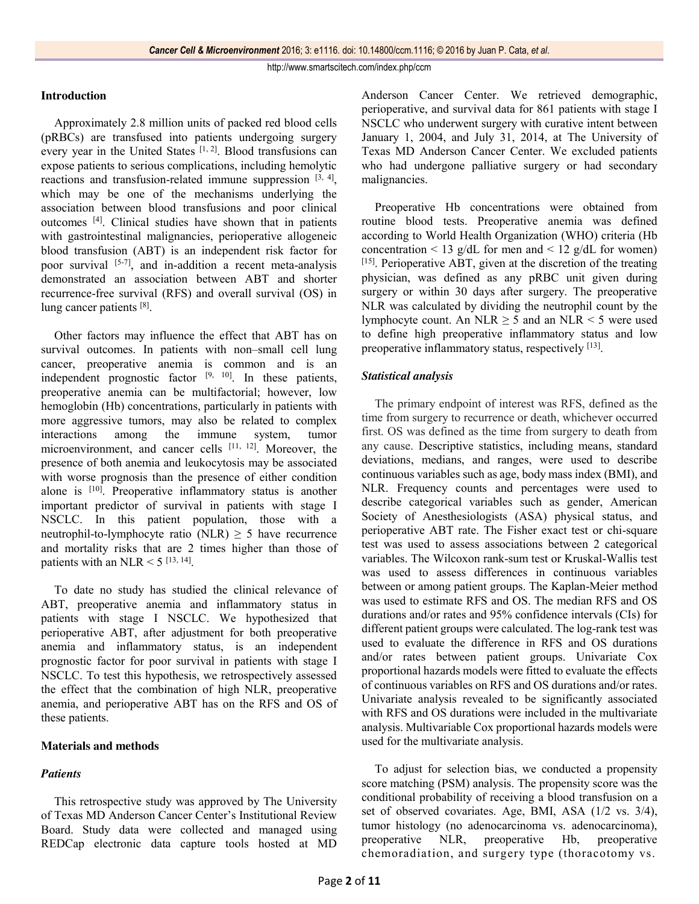## Introduction

Approximately 2.8 million units of packed red blood cells (pRBCs) are transfused into patients undergoing surgery every year in the United States [1, 2]. Blood transfusions can expose patients to serious complications, including hemolytic reactions and transfusion-related immune suppression [3, 4], which may be one of the mechanisms underlying the association between blood transfusions and poor clinical outcomes [4]. Clinical studies have shown that in patients with gastrointestinal malignancies, perioperative allogeneic blood transfusion (ABT) is an independent risk factor for poor survival [5-7], and in-addition a recent meta-analysis demonstrated an association between ABT and shorter recurrence-free survival (RFS) and overall survival (OS) in lung cancer patients [8].

Other factors may influence the effect that ABT has on survival outcomes. In patients with non–small cell lung cancer, preoperative anemia is common and is an independent prognostic factor [9, 10]. In these patients, preoperative anemia can be multifactorial; however, low hemoglobin (Hb) concentrations, particularly in patients with more aggressive tumors, may also be related to complex interactions among the immune system, tumor microenvironment, and cancer cells [11, 12]. Moreover, the presence of both anemia and leukocytosis may be associated with worse prognosis than the presence of either condition alone is [10]. Preoperative inflammatory status is another important predictor of survival in patients with stage I NSCLC. In this patient population, those with a neutrophil-to-lymphocyte ratio (NLR) ≥ 5 have recurrence and mortality risks that are 2 times higher than those of patients with an NLR < 5 [13, 14].

To date no study has studied the clinical relevance of ABT, preoperative anemia and inflammatory status in patients with stage I NSCLC. We hypothesized that perioperative ABT, after adjustment for both preoperative anemia and inflammatory status, is an independent prognostic factor for poor survival in patients with stage I NSCLC. To test this hypothesis, we retrospectively assessed the effect that the combination of high NLR, preoperative anemia, and perioperative ABT has on the RFS and OS of these patients.

## Materials and methods

### *Patients*

This retrospective study was approved by The University of Texas MD Anderson Cancer Center's Institutional Review Board. Study data were collected and managed using REDCap electronic data capture tools hosted at MD Anderson Cancer Center. We retrieved demographic, perioperative, and survival data for 861 patients with stage I NSCLC who underwent surgery with curative intent between January 1, 2004, and July 31, 2014, at The University of Texas MD Anderson Cancer Center. We excluded patients who had undergone palliative surgery or had secondary malignancies.

Preoperative Hb concentrations were obtained from routine blood tests. Preoperative anemia was defined according to World Health Organization (WHO) criteria (Hb concentration < 13 g/dL for men and < 12 g/dL for women) [15]. Perioperative ABT, given at the discretion of the treating physician, was defined as any pRBC unit given during surgery or within 30 days after surgery. The preoperative NLR was calculated by dividing the neutrophil count by the lymphocyte count. An NLR ≥ 5 and an NLR < 5 were used to define high preoperative inflammatory status and low preoperative inflammatory status, respectively [13].

### *Statistical analysis*

The primary endpoint of interest was RFS, defined as the time from surgery to recurrence or death, whichever occurred first. OS was defined as the time from surgery to death from any cause. Descriptive statistics, including means, standard deviations, medians, and ranges, were used to describe continuous variables such as age, body mass index (BMI), and NLR. Frequency counts and percentages were used to describe categorical variables such as gender, American Society of Anesthesiologists (ASA) physical status, and perioperative ABT rate. The Fisher exact test or chi-square test was used to assess associations between 2 categorical variables. The Wilcoxon rank-sum test or Kruskal-Wallis test was used to assess differences in continuous variables between or among patient groups. The Kaplan-Meier method was used to estimate RFS and OS. The median RFS and OS durations and/or rates and 95% confidence intervals (CIs) for different patient groups were calculated. The log-rank test was used to evaluate the difference in RFS and OS durations and/or rates between patient groups. Univariate Cox proportional hazards models were fitted to evaluate the effects of continuous variables on RFS and OS durations and/or rates. Univariate analysis revealed to be significantly associated with RFS and OS durations were included in the multivariate analysis. Multivariable Cox proportional hazards models were used for the multivariate analysis.

To adjust for selection bias, we conducted a propensity score matching (PSM) analysis. The propensity score was the conditional probability of receiving a blood transfusion on a set of observed covariates. Age, BMI, ASA (1/2 vs. 3/4), tumor histology (no adenocarcinoma vs. adenocarcinoma), preoperative NLR, preoperative Hb, preoperative chemoradiation, and surgery type (thoracotomy vs.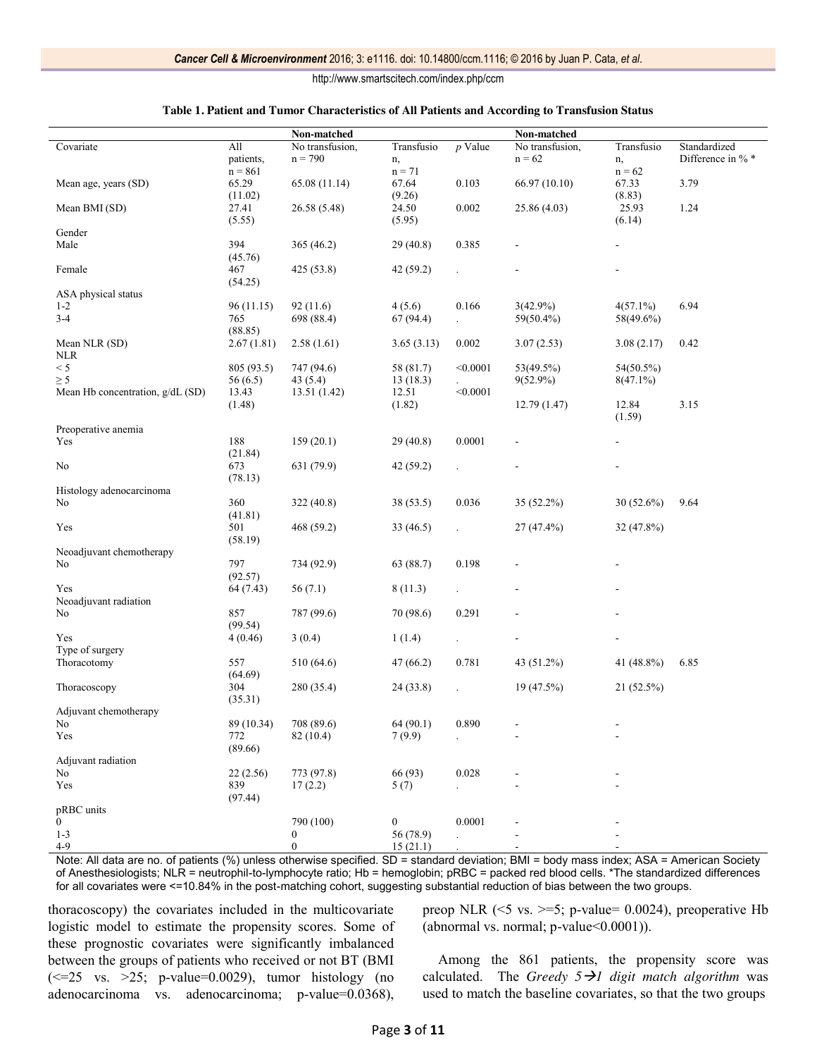**Table 1. Patient and Tumor Characteristics of All Patients and According to Transfusion Status**

| | | Non-matched | | | Non-matched | | |
|---|---|---|---|---|---|---|---|
| Covariate | All patients, n = 861 | No transfusion, n = 790 | Transfusion, n = 71 | *p* Value | No transfusion, n = 62 | Transfusion, n = 62 | Standardized Difference in % * |
| Mean age, years (SD) | 65.29 (11.02) | 65.08 (11.14) | 67.64 (9.26) | 0.103 | 66.97 (10.10) | 67.33 (8.83) | 3.79 |
| Mean BMI (SD) | 27.41 (5.55) | 26.58 (5.48) | 24.50 (5.95) | 0.002 | 25.86 (4.03) | 25.93 (6.14) | 1.24 |
| Gender | | | | | | | |
| Male | 394 (45.76) | 365 (46.2) | 29 (40.8) | 0.385 | - | - | |
| Female | 467 (54.25) | 425 (53.8) | 42 (59.2) | . | - | - | |
| ASA physical status | | | | | | | |
| 1-2 | 96 (11.15) | 92 (11.6) | 4 (5.6) | 0.166 | 3(42.9%) | 4(57.1%) | 6.94 |
| 3-4 | 765 (88.85) | 698 (88.4) | 67 (94.4) | . | 59(50.4%) | 58(49.6%) | |
| Mean NLR (SD) | 2.67 (1.81) | 2.58 (1.61) | 3.65 (3.13) | 0.002 | 3.07 (2.53) | 3.08 (2.17) | 0.42 |
| NLR | | | | | | | |
| < 5 | 805 (93.5) | 747 (94.6) | 58 (81.7) | <0.0001 | 53(49.5%) | 54(50.5%) | |
| ≥ 5 | 56 (6.5) | 43 (5.4) | 13 (18.3) | . | 9(52.9%) | 8(47.1%) | |
| Mean Hb concentration, g/dL (SD) | 13.43 (1.48) | 13.51 (1.42) | 12.51 (1.82) | <0.0001 | 12.79 (1.47) | 12.84 (1.59) | 3.15 |
| Preoperative anemia | | | | | | | |
| Yes | 188 (21.84) | 159 (20.1) | 29 (40.8) | 0.0001 | - | - | |
| No | 673 (78.13) | 631 (79.9) | 42 (59.2) | . | - | - | |
| Histology adenocarcinoma | | | | | | | |
| No | 360 (41.81) | 322 (40.8) | 38 (53.5) | 0.036 | 35 (52.2%) | 30 (52.6%) | 9.64 |
| Yes | 501 (58.19) | 468 (59.2) | 33 (46.5) | . | 27 (47.4%) | 32 (47.8%) | |
| Neoadjuvant chemotherapy | | | | | | | |
| No | 797 (92.57) | 734 (92.9) | 63 (88.7) | 0.198 | - | - | |
| Yes | 64 (7.43) | 56 (7.1) | 8 (11.3) | . | - | - | |
| Neoadjuvant radiation | | | | | | | |
| No | 857 (99.54) | 787 (99.6) | 70 (98.6) | 0.291 | - | - | |
| Yes | 4 (0.46) | 3 (0.4) | 1 (1.4) | . | - | - | |
| Type of surgery | | | | | | | |
| Thoracotomy | 557 (64.69) | 510 (64.6) | 47 (66.2) | 0.781 | 43 (51.2%) | 41 (48.8%) | 6.85 |
| Thoracoscopy | 304 (35.31) | 280 (35.4) | 24 (33.8) | . | 19 (47.5%) | 21 (52.5%) | |
| Adjuvant chemotherapy | | | | | | | |
| No | 89 (10.34) | 708 (89.6) | 64 (90.1) | 0.890 | - | - | |
| Yes | 772 (89.66) | 82 (10.4) | 7 (9.9) | . | - | - | |
| Adjuvant radiation | | | | | | | |
| No | 22 (2.56) | 773 (97.8) | 66 (93) | 0.028 | - | - | |
| Yes | 839 (97.44) | 17 (2.2) | 5 (7) | . | - | - | |
| pRBC units | | | | | | | |
| 0 | | 790 (100) | 0 | 0.0001 | - | - | |
| 1-3 | | 0 | 56 (78.9) | . | - | - | |
| 4-9 | | 0 | 15 (21.1) | . | - | - | |

Note: All data are no. of patients (%) unless otherwise specified. SD = standard deviation; BMI = body mass index; ASA = American Society of Anesthesiologists; NLR = neutrophil-to-lymphocyte ratio; Hb = hemoglobin; pRBC = packed red blood cells. *The standardized differences for all covariates were <=10.84% in the post-matching cohort, suggesting substantial reduction of bias between the two groups.

thoracoscopy) the covariates included in the multicovariate logistic model to estimate the propensity scores. Some of these prognostic covariates were significantly imbalanced between the groups of patients who received or not BT (BMI (<=25 vs. >25; p-value=0.0029), tumor histology (no adenocarcinoma vs. adenocarcinoma; p-value=0.0368), preop NLR (<5 vs. >=5; p-value= 0.0024), preoperative Hb (abnormal vs. normal; p-value<0.0001)).

Among the 861 patients, the propensity score was calculated. The *Greedy 5→1 digit match algorithm* was used to match the baseline covariates, so that the two groups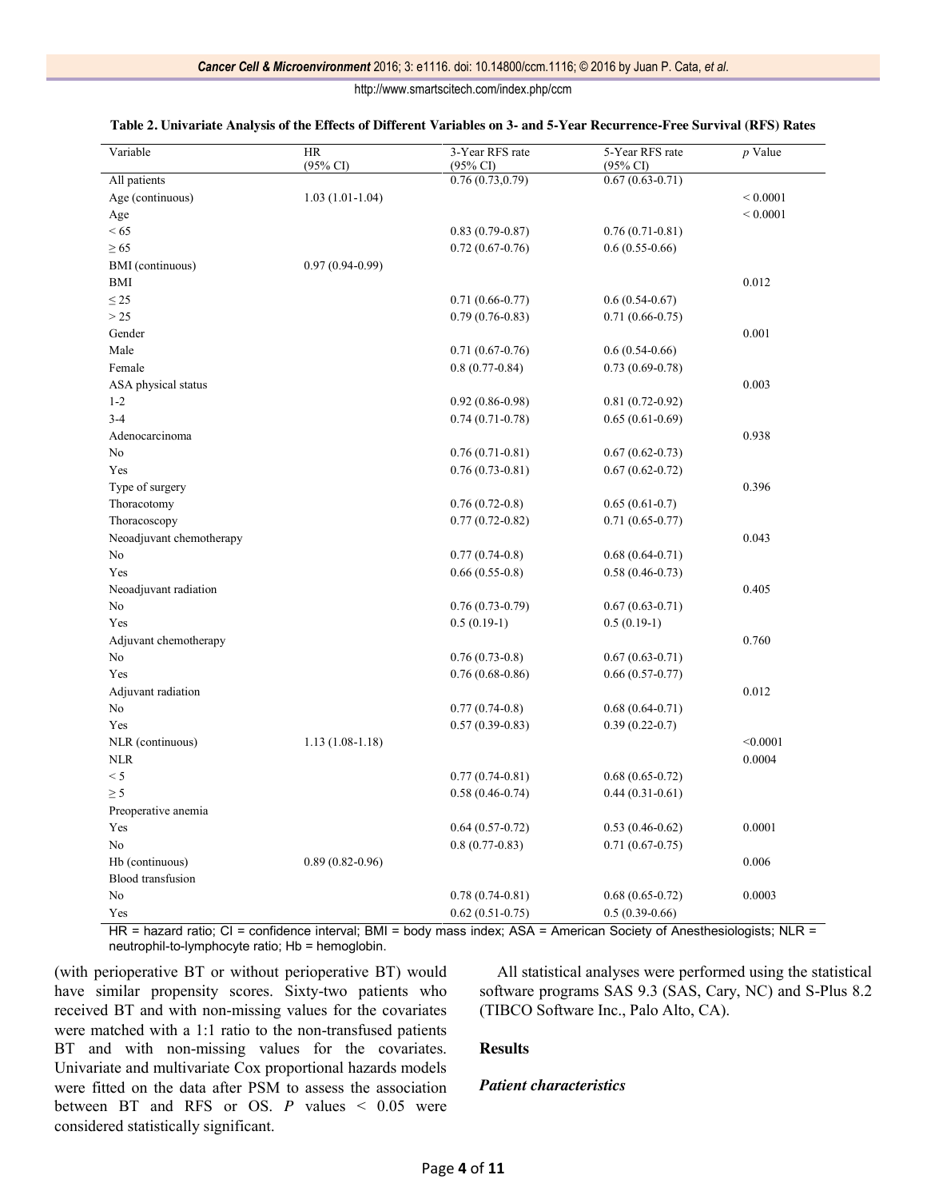**Table 2. Univariate Analysis of the Effects of Different Variables on 3- and 5-Year Recurrence-Free Survival (RFS) Rates**

| Variable | HR (95% CI) | 3-Year RFS rate (95% CI) | 5-Year RFS rate (95% CI) | *p* Value |
|---|---|---|---|---|
| All patients | | 0.76 (0.73,0.79) | 0.67 (0.63-0.71) | |
| Age (continuous) | 1.03 (1.01-1.04) | | | < 0.0001 |
| Age | | | | < 0.0001 |
| < 65 | | 0.83 (0.79-0.87) | 0.76 (0.71-0.81) | |
| ≥ 65 | | 0.72 (0.67-0.76) | 0.6 (0.55-0.66) | |
| BMI (continuous) | 0.97 (0.94-0.99) | | | |
| BMI | | | | 0.012 |
| ≤ 25 | | 0.71 (0.66-0.77) | 0.6 (0.54-0.67) | |
| > 25 | | 0.79 (0.76-0.83) | 0.71 (0.66-0.75) | |
| Gender | | | | 0.001 |
| Male | | 0.71 (0.67-0.76) | 0.6 (0.54-0.66) | |
| Female | | 0.8 (0.77-0.84) | 0.73 (0.69-0.78) | |
| ASA physical status | | | | 0.003 |
| 1-2 | | 0.92 (0.86-0.98) | 0.81 (0.72-0.92) | |
| 3-4 | | 0.74 (0.71-0.78) | 0.65 (0.61-0.69) | |
| Adenocarcinoma | | | | 0.938 |
| No | | 0.76 (0.71-0.81) | 0.67 (0.62-0.73) | |
| Yes | | 0.76 (0.73-0.81) | 0.67 (0.62-0.72) | |
| Type of surgery | | | | 0.396 |
| Thoracotomy | | 0.76 (0.72-0.8) | 0.65 (0.61-0.7) | |
| Thoracoscopy | | 0.77 (0.72-0.82) | 0.71 (0.65-0.77) | |
| Neoadjuvant chemotherapy | | | | 0.043 |
| No | | 0.77 (0.74-0.8) | 0.68 (0.64-0.71) | |
| Yes | | 0.66 (0.55-0.8) | 0.58 (0.46-0.73) | |
| Neoadjuvant radiation | | | | 0.405 |
| No | | 0.76 (0.73-0.79) | 0.67 (0.63-0.71) | |
| Yes | | 0.5 (0.19-1) | 0.5 (0.19-1) | |
| Adjuvant chemotherapy | | | | 0.760 |
| No | | 0.76 (0.73-0.8) | 0.67 (0.63-0.71) | |
| Yes | | 0.76 (0.68-0.86) | 0.66 (0.57-0.77) | |
| Adjuvant radiation | | | | 0.012 |
| No | | 0.77 (0.74-0.8) | 0.68 (0.64-0.71) | |
| Yes | | 0.57 (0.39-0.83) | 0.39 (0.22-0.7) | |
| NLR (continuous) | 1.13 (1.08-1.18) | | | <0.0001 |
| NLR | | | | 0.0004 |
| < 5 | | 0.77 (0.74-0.81) | 0.68 (0.65-0.72) | |
| ≥ 5 | | 0.58 (0.46-0.74) | 0.44 (0.31-0.61) | |
| Preoperative anemia | | | | |
| Yes | | 0.64 (0.57-0.72) | 0.53 (0.46-0.62) | 0.0001 |
| No | | 0.8 (0.77-0.83) | 0.71 (0.67-0.75) | |
| Hb (continuous) | 0.89 (0.82-0.96) | | | 0.006 |
| Blood transfusion | | | | |
| No | | 0.78 (0.74-0.81) | 0.68 (0.65-0.72) | 0.0003 |
| Yes | | 0.62 (0.51-0.75) | 0.5 (0.39-0.66) | |

HR = hazard ratio; CI = confidence interval; BMI = body mass index; ASA = American Society of Anesthesiologists; NLR = neutrophil-to-lymphocyte ratio; Hb = hemoglobin.

(with perioperative BT or without perioperative BT) would have similar propensity scores. Sixty-two patients who received BT and with non-missing values for the covariates were matched with a 1:1 ratio to the non-transfused patients BT and with non-missing values for the covariates. Univariate and multivariate Cox proportional hazards models were fitted on the data after PSM to assess the association between BT and RFS or OS. *P* values < 0.05 were considered statistically significant.

All statistical analyses were performed using the statistical software programs SAS 9.3 (SAS, Cary, NC) and S-Plus 8.2 (TIBCO Software Inc., Palo Alto, CA).

## Results

### *Patient characteristics*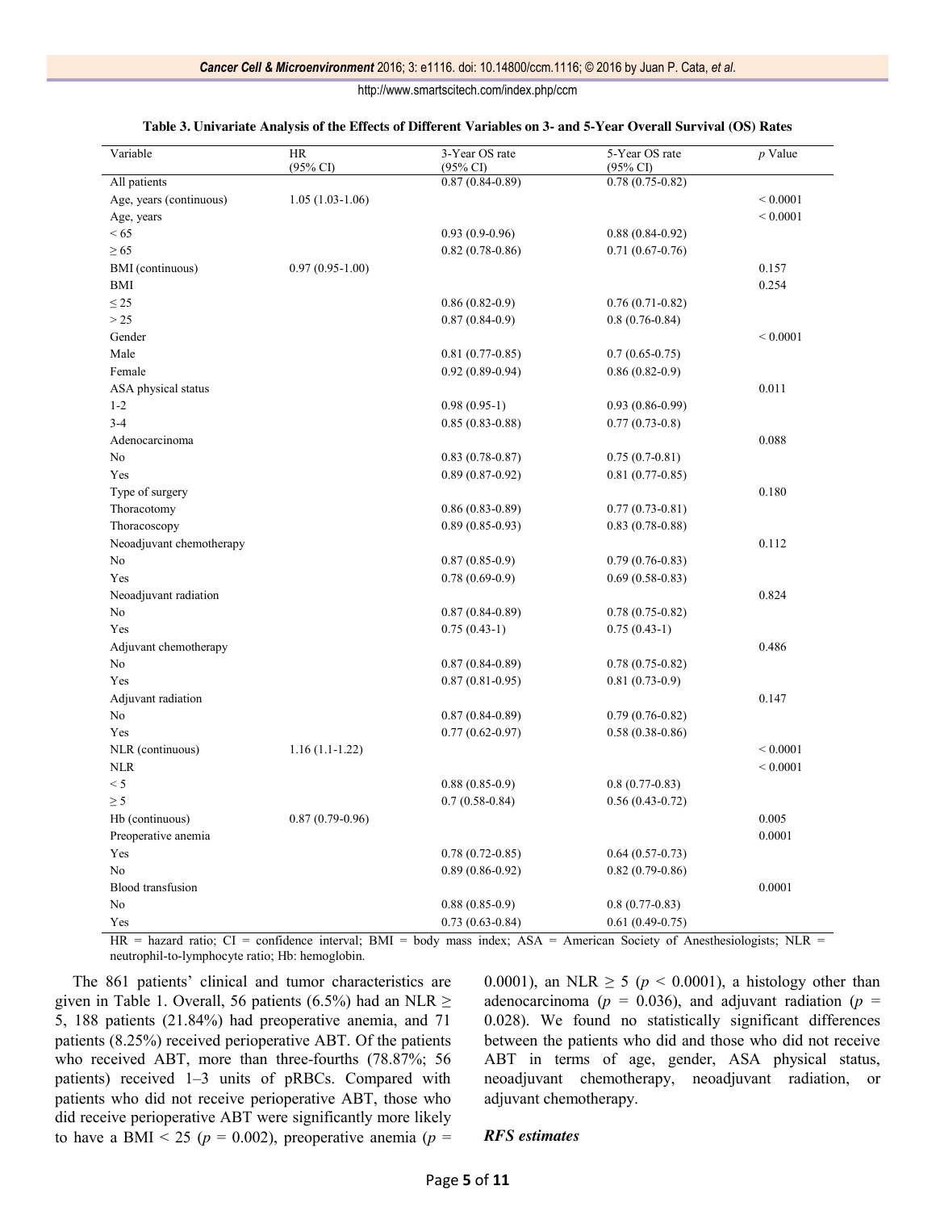**Table 3. Univariate Analysis of the Effects of Different Variables on 3- and 5-Year Overall Survival (OS) Rates**

| Variable | HR (95% CI) | 3-Year OS rate (95% CI) | 5-Year OS rate (95% CI) | $p$ Value |
|---|---|---|---|---|
| All patients | | 0.87 (0.84-0.89) | 0.78 (0.75-0.82) | |
| Age, years (continuous) | 1.05 (1.03-1.06) | | | < 0.0001 |
| Age, years | | | | < 0.0001 |
| < 65 | | 0.93 (0.9-0.96) | 0.88 (0.84-0.92) | |
| ≥ 65 | | 0.82 (0.78-0.86) | 0.71 (0.67-0.76) | |
| BMI (continuous) | 0.97 (0.95-1.00) | | | 0.157 |
| BMI | | | | 0.254 |
| ≤ 25 | | 0.86 (0.82-0.9) | 0.76 (0.71-0.82) | |
| > 25 | | 0.87 (0.84-0.9) | 0.8 (0.76-0.84) | |
| Gender | | | | < 0.0001 |
| Male | | 0.81 (0.77-0.85) | 0.7 (0.65-0.75) | |
| Female | | 0.92 (0.89-0.94) | 0.86 (0.82-0.9) | |
| ASA physical status | | | | 0.011 |
| 1-2 | | 0.98 (0.95-1) | 0.93 (0.86-0.99) | |
| 3-4 | | 0.85 (0.83-0.88) | 0.77 (0.73-0.8) | |
| Adenocarcinoma | | | | 0.088 |
| No | | 0.83 (0.78-0.87) | 0.75 (0.7-0.81) | |
| Yes | | 0.89 (0.87-0.92) | 0.81 (0.77-0.85) | |
| Type of surgery | | | | 0.180 |
| Thoracotomy | | 0.86 (0.83-0.89) | 0.77 (0.73-0.81) | |
| Thoracoscopy | | 0.89 (0.85-0.93) | 0.83 (0.78-0.88) | |
| Neoadjuvant chemotherapy | | | | 0.112 |
| No | | 0.87 (0.85-0.9) | 0.79 (0.76-0.83) | |
| Yes | | 0.78 (0.69-0.9) | 0.69 (0.58-0.83) | |
| Neoadjuvant radiation | | | | 0.824 |
| No | | 0.87 (0.84-0.89) | 0.78 (0.75-0.82) | |
| Yes | | 0.75 (0.43-1) | 0.75 (0.43-1) | |
| Adjuvant chemotherapy | | | | 0.486 |
| No | | 0.87 (0.84-0.89) | 0.78 (0.75-0.82) | |
| Yes | | 0.87 (0.81-0.95) | 0.81 (0.73-0.9) | |
| Adjuvant radiation | | | | 0.147 |
| No | | 0.87 (0.84-0.89) | 0.79 (0.76-0.82) | |
| Yes | | 0.77 (0.62-0.97) | 0.58 (0.38-0.86) | |
| NLR (continuous) | 1.16 (1.1-1.22) | | | < 0.0001 |
| NLR | | | | < 0.0001 |
| < 5 | | 0.88 (0.85-0.9) | 0.8 (0.77-0.83) | |
| ≥ 5 | | 0.7 (0.58-0.84) | 0.56 (0.43-0.72) | |
| Hb (continuous) | 0.87 (0.79-0.96) | | | 0.005 |
| Preoperative anemia | | | | 0.0001 |
| Yes | | 0.78 (0.72-0.85) | 0.64 (0.57-0.73) | |
| No | | 0.89 (0.86-0.92) | 0.82 (0.79-0.86) | |
| Blood transfusion | | | | 0.0001 |
| No | | 0.88 (0.85-0.9) | 0.8 (0.77-0.83) | |
| Yes | | 0.73 (0.63-0.84) | 0.61 (0.49-0.75) | |

HR = hazard ratio; CI = confidence interval; BMI = body mass index; ASA = American Society of Anesthesiologists; NLR = neutrophil-to-lymphocyte ratio; Hb: hemoglobin.

The 861 patients' clinical and tumor characteristics are given in Table 1. Overall, 56 patients (6.5%) had an NLR ≥ 5, 188 patients (21.84%) had preoperative anemia, and 71 patients (8.25%) received perioperative ABT. Of the patients who received ABT, more than three-fourths (78.87%; 56 patients) received 1–3 units of pRBCs. Compared with patients who did not receive perioperative ABT, those who did receive perioperative ABT were significantly more likely to have a BMI < 25 ($p$ = 0.002), preoperative anemia ($p$ = 0.0001), an NLR ≥ 5 ($p$ < 0.0001), a histology other than adenocarcinoma ($p$ = 0.036), and adjuvant radiation ($p$ = 0.028). We found no statistically significant differences between the patients who did and those who did not receive ABT in terms of age, gender, ASA physical status, neoadjuvant chemotherapy, neoadjuvant radiation, or adjuvant chemotherapy.

### *RFS estimates*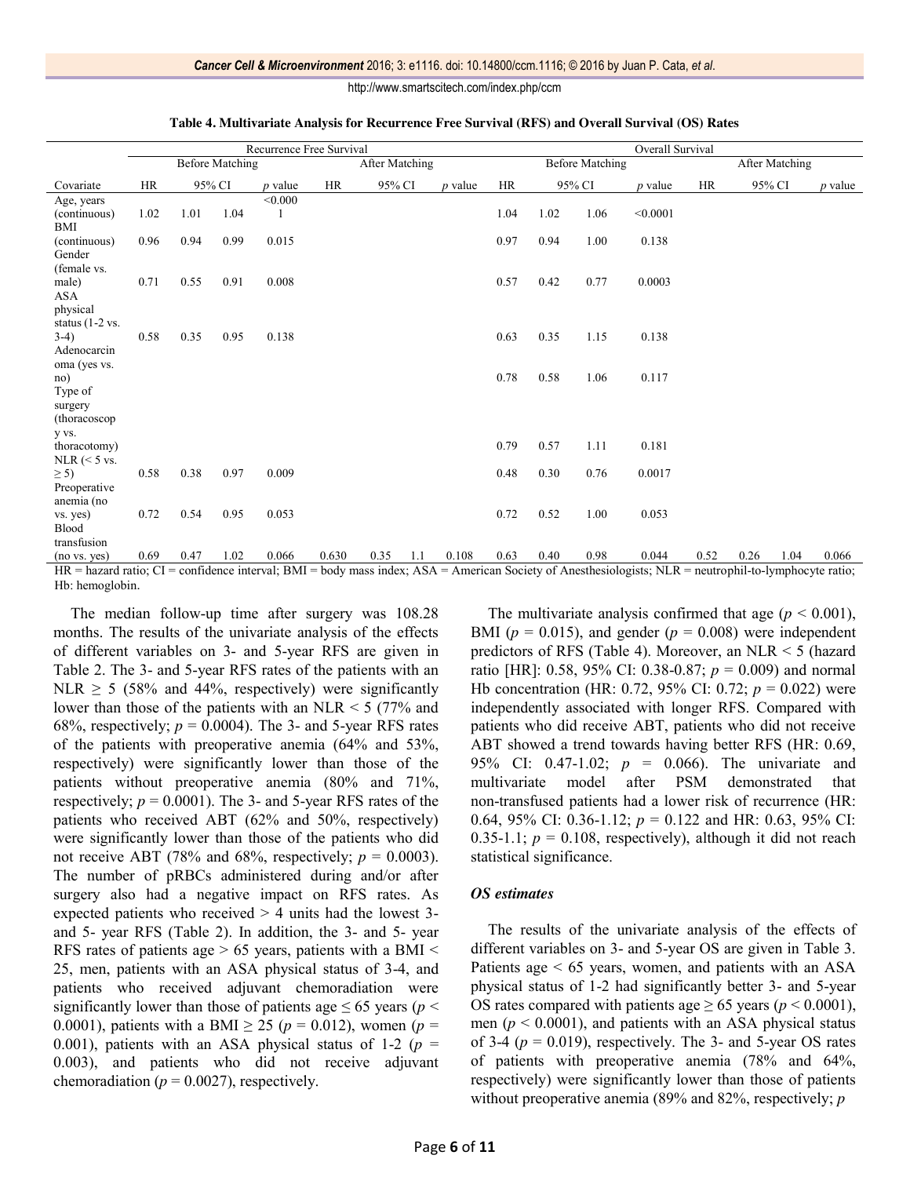**Table 4. Multivariate Analysis for Recurrence Free Survival (RFS) and Overall Survival (OS) Rates**

| | Recurrence Free Survival | | | | | | | | Overall Survival | | | | | | | |
|---|---|---|---|---|---|---|---|---|---|---|---|---|---|---|---|---|
| | Before Matching | | | | After Matching | | | | Before Matching | | | | After Matching | | | |
| Covariate | HR | 95% CI | | *p* value | HR | 95% CI | | *p* value | HR | 95% CI | | *p* value | HR | 95% CI | | *p* value |
| Age, years (continuous) | 1.02 | 1.01 | 1.04 | <0.0001 | | | | | 1.04 | 1.02 | 1.06 | <0.0001 | | | | |
| BMI (continuous) | 0.96 | 0.94 | 0.99 | 0.015 | | | | | 0.97 | 0.94 | 1.00 | 0.138 | | | | |
| Gender (female vs. male) | 0.71 | 0.55 | 0.91 | 0.008 | | | | | 0.57 | 0.42 | 0.77 | 0.0003 | | | | |
| ASA physical status (1-2 vs. 3-4) | 0.58 | 0.35 | 0.95 | 0.138 | | | | | 0.63 | 0.35 | 1.15 | 0.138 | | | | |
| Adenocarcinoma (yes vs. no) | | | | | | | | | 0.78 | 0.58 | 1.06 | 0.117 | | | | |
| Type of surgery (thoracoscopy vs. thoracotomy) | | | | | | | | | 0.79 | 0.57 | 1.11 | 0.181 | | | | |
| NLR (< 5 vs. ≥ 5) | 0.58 | 0.38 | 0.97 | 0.009 | | | | | 0.48 | 0.30 | 0.76 | 0.0017 | | | | |
| Preoperative anemia (no vs. yes) | 0.72 | 0.54 | 0.95 | 0.053 | | | | | 0.72 | 0.52 | 1.00 | 0.053 | | | | |
| Blood transfusion (no vs. yes) | 0.69 | 0.47 | 1.02 | 0.066 | 0.630 | 0.35 | 1.1 | 0.108 | 0.63 | 0.40 | 0.98 | 0.044 | 0.52 | 0.26 | 1.04 | 0.066 |

HR = hazard ratio; CI = confidence interval; BMI = body mass index; ASA = American Society of Anesthesiologists; NLR = neutrophil-to-lymphocyte ratio; Hb: hemoglobin.

The median follow-up time after surgery was 108.28 months. The results of the univariate analysis of the effects of different variables on 3- and 5-year RFS are given in Table 2. The 3- and 5-year RFS rates of the patients with an NLR ≥ 5 (58% and 44%, respectively) were significantly lower than those of the patients with an NLR < 5 (77% and 68%, respectively; $p = 0.0004$). The 3- and 5-year RFS rates of the patients with preoperative anemia (64% and 53%, respectively) were significantly lower than those of the patients without preoperative anemia (80% and 71%, respectively; $p = 0.0001$). The 3- and 5-year RFS rates of the patients who received ABT (62% and 50%, respectively) were significantly lower than those of the patients who did not receive ABT (78% and 68%, respectively; $p = 0.0003$). The number of pRBCs administered during and/or after surgery also had a negative impact on RFS rates. As expected patients who received > 4 units had the lowest 3- and 5- year RFS (Table 2). In addition, the 3- and 5- year RFS rates of patients age > 65 years, patients with a BMI < 25, men, patients with an ASA physical status of 3-4, and patients who received adjuvant chemoradiation were significantly lower than those of patients age ≤ 65 years ($p < 0.0001$), patients with a BMI ≥ 25 ($p = 0.012$), women ($p = 0.001$), patients with an ASA physical status of 1-2 ($p = 0.003$), and patients who did not receive adjuvant chemoradiation ($p = 0.0027$), respectively.

The multivariate analysis confirmed that age ($p < 0.001$), BMI ($p = 0.015$), and gender ($p = 0.008$) were independent predictors of RFS (Table 4). Moreover, an NLR < 5 (hazard ratio [HR]: 0.58, 95% CI: 0.38-0.87; $p = 0.009$) and normal Hb concentration (HR: 0.72, 95% CI: 0.72; $p = 0.022$) were independently associated with longer RFS. Compared with patients who did receive ABT, patients who did not receive ABT showed a trend towards having better RFS (HR: 0.69, 95% CI: 0.47-1.02; $p = 0.066$). The univariate and multivariate model after PSM demonstrated that non-transfused patients had a lower risk of recurrence (HR: 0.64, 95% CI: 0.36-1.12; $p = 0.122$ and HR: 0.63, 95% CI: 0.35-1.1; $p = 0.108$, respectively), although it did not reach statistical significance.

### *OS estimates*

The results of the univariate analysis of the effects of different variables on 3- and 5-year OS are given in Table 3. Patients age < 65 years, women, and patients with an ASA physical status of 1-2 had significantly better 3- and 5-year OS rates compared with patients age ≥ 65 years ($p < 0.0001$), men ($p < 0.0001$), and patients with an ASA physical status of 3-4 ($p = 0.019$), respectively. The 3- and 5-year OS rates of patients with preoperative anemia (78% and 64%, respectively) were significantly lower than those of patients without preoperative anemia (89% and 82%, respectively; *p*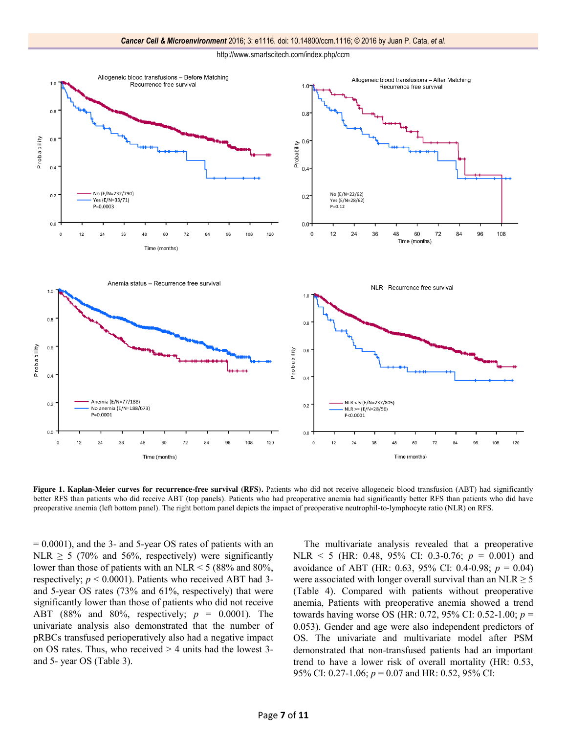**Figure 1. Kaplan-Meier curves for recurrence-free survival (RFS).** Patients who did not receive allogeneic blood transfusion (ABT) had significantly better RFS than patients who did receive ABT (top panels). Patients who had preoperative anemia had significantly better RFS than patients who did have preoperative anemia (left bottom panel). The right bottom panel depicts the impact of preoperative neutrophil-to-lymphocyte ratio (NLR) on RFS.

= 0.0001), and the 3- and 5-year OS rates of patients with an NLR ≥ 5 (70% and 56%, respectively) were significantly lower than those of patients with an NLR < 5 (88% and 80%, respectively; $p < 0.0001$). Patients who received ABT had 3- and 5-year OS rates (73% and 61%, respectively) that were significantly lower than those of patients who did not receive ABT (88% and 80%, respectively; $p = 0.0001$). The univariate analysis also demonstrated that the number of pRBCs transfused perioperatively also had a negative impact on OS rates. Thus, who received > 4 units had the lowest 3- and 5- year OS (Table 3).

The multivariate analysis revealed that a preoperative NLR < 5 (HR: 0.48, 95% CI: 0.3-0.76; $p = 0.001$) and avoidance of ABT (HR: 0.63, 95% CI: 0.4-0.98; $p = 0.04$) were associated with longer overall survival than an NLR ≥ 5 (Table 4). Compared with patients without preoperative anemia, Patients with preoperative anemia showed a trend towards having worse OS (HR: 0.72, 95% CI: 0.52-1.00; $p = 0.053$). Gender and age were also independent predictors of OS. The univariate and multivariate model after PSM demonstrated that non-transfused patients had an important trend to have a lower risk of overall mortality (HR: 0.53, 95% CI: 0.27-1.06; $p = 0.07$ and HR: 0.52, 95% CI: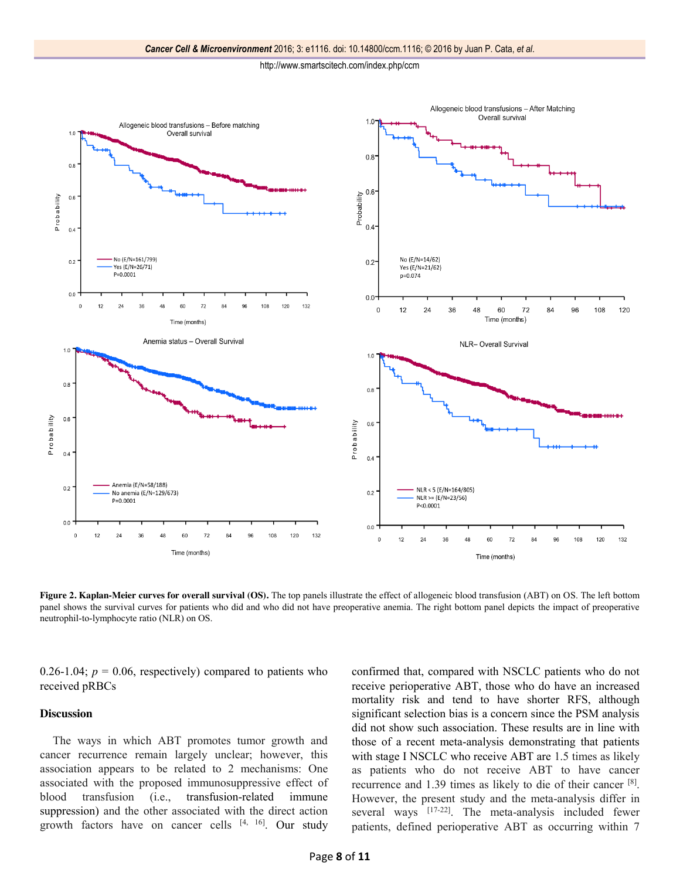**Figure 2. Kaplan-Meier curves for overall survival (OS).** The top panels illustrate the effect of allogeneic blood transfusion (ABT) on OS. The left bottom panel shows the survival curves for patients who did and who did not have preoperative anemia. The right bottom panel depicts the impact of preoperative neutrophil-to-lymphocyte ratio (NLR) on OS.

0.26-1.04; $p$ = 0.06, respectively) compared to patients who received pRBCs

## Discussion

The ways in which ABT promotes tumor growth and cancer recurrence remain largely unclear; however, this association appears to be related to 2 mechanisms: One associated with the proposed immunosuppressive effect of blood transfusion (i.e., transfusion-related immune suppression) and the other associated with the direct action growth factors have on cancer cells [4, 16]. Our study confirmed that, compared with NSCLC patients who do not receive perioperative ABT, those who do have an increased mortality risk and tend to have shorter RFS, although significant selection bias is a concern since the PSM analysis did not show such association. These results are in line with those of a recent meta-analysis demonstrating that patients with stage I NSCLC who receive ABT are 1.5 times as likely as patients who do not receive ABT to have cancer recurrence and 1.39 times as likely to die of their cancer [8]. However, the present study and the meta-analysis differ in several ways [17-22]. The meta-analysis included fewer patients, defined perioperative ABT as occurring within 7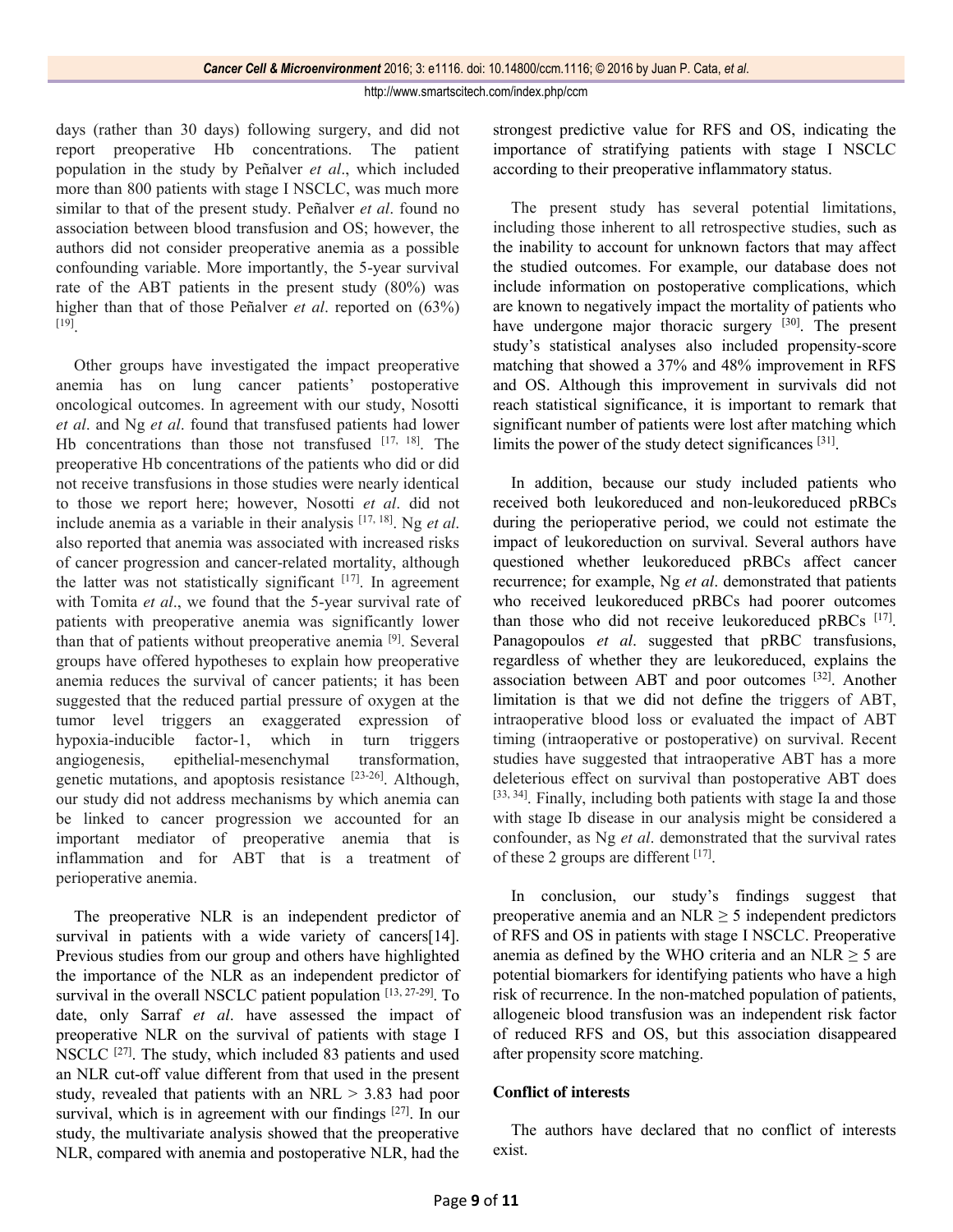days (rather than 30 days) following surgery, and did not report preoperative Hb concentrations. The patient population in the study by Peñalver *et al*., which included more than 800 patients with stage I NSCLC, was much more similar to that of the present study. Peñalver *et al*. found no association between blood transfusion and OS; however, the authors did not consider preoperative anemia as a possible confounding variable. More importantly, the 5-year survival rate of the ABT patients in the present study (80%) was higher than that of those Peñalver *et al*. reported on (63%) [19].

Other groups have investigated the impact preoperative anemia has on lung cancer patients' postoperative oncological outcomes. In agreement with our study, Nosotti *et al*. and Ng *et al*. found that transfused patients had lower Hb concentrations than those not transfused [17, 18]. The preoperative Hb concentrations of the patients who did or did not receive transfusions in those studies were nearly identical to those we report here; however, Nosotti *et al*. did not include anemia as a variable in their analysis [17, 18]. Ng *et al*. also reported that anemia was associated with increased risks of cancer progression and cancer-related mortality, although the latter was not statistically significant [17]. In agreement with Tomita *et al*., we found that the 5-year survival rate of patients with preoperative anemia was significantly lower than that of patients without preoperative anemia [9]. Several groups have offered hypotheses to explain how preoperative anemia reduces the survival of cancer patients; it has been suggested that the reduced partial pressure of oxygen at the tumor level triggers an exaggerated expression of hypoxia-inducible factor-1, which in turn triggers angiogenesis, epithelial-mesenchymal transformation, genetic mutations, and apoptosis resistance [23-26]. Although, our study did not address mechanisms by which anemia can be linked to cancer progression we accounted for an important mediator of preoperative anemia that is inflammation and for ABT that is a treatment of perioperative anemia.

The preoperative NLR is an independent predictor of survival in patients with a wide variety of cancers[14]. Previous studies from our group and others have highlighted the importance of the NLR as an independent predictor of survival in the overall NSCLC patient population [13, 27-29]. To date, only Sarraf *et al*. have assessed the impact of preoperative NLR on the survival of patients with stage I NSCLC [27]. The study, which included 83 patients and used an NLR cut-off value different from that used in the present study, revealed that patients with an NRL > 3.83 had poor survival, which is in agreement with our findings [27]. In our study, the multivariate analysis showed that the preoperative NLR, compared with anemia and postoperative NLR, had the strongest predictive value for RFS and OS, indicating the importance of stratifying patients with stage I NSCLC according to their preoperative inflammatory status.

The present study has several potential limitations, including those inherent to all retrospective studies, such as the inability to account for unknown factors that may affect the studied outcomes. For example, our database does not include information on postoperative complications, which are known to negatively impact the mortality of patients who have undergone major thoracic surgery [30]. The present study's statistical analyses also included propensity-score matching that showed a 37% and 48% improvement in RFS and OS. Although this improvement in survivals did not reach statistical significance, it is important to remark that significant number of patients were lost after matching which limits the power of the study detect significances [31].

In addition, because our study included patients who received both leukoreduced and non-leukoreduced pRBCs during the perioperative period, we could not estimate the impact of leukoreduction on survival. Several authors have questioned whether leukoreduced pRBCs affect cancer recurrence; for example, Ng *et al*. demonstrated that patients who received leukoreduced pRBCs had poorer outcomes than those who did not receive leukoreduced pRBCs [17]. Panagopoulos *et al*. suggested that pRBC transfusions, regardless of whether they are leukoreduced, explains the association between ABT and poor outcomes [32]. Another limitation is that we did not define the triggers of ABT, intraoperative blood loss or evaluated the impact of ABT timing (intraoperative or postoperative) on survival. Recent studies have suggested that intraoperative ABT has a more deleterious effect on survival than postoperative ABT does [33, 34]. Finally, including both patients with stage Ia and those with stage Ib disease in our analysis might be considered a confounder, as Ng *et al*. demonstrated that the survival rates of these 2 groups are different [17].

In conclusion, our study's findings suggest that preoperative anemia and an NLR ≥ 5 independent predictors of RFS and OS in patients with stage I NSCLC. Preoperative anemia as defined by the WHO criteria and an NLR ≥ 5 are potential biomarkers for identifying patients who have a high risk of recurrence. In the non-matched population of patients, allogeneic blood transfusion was an independent risk factor of reduced RFS and OS, but this association disappeared after propensity score matching.

## Conflict of interests

The authors have declared that no conflict of interests exist.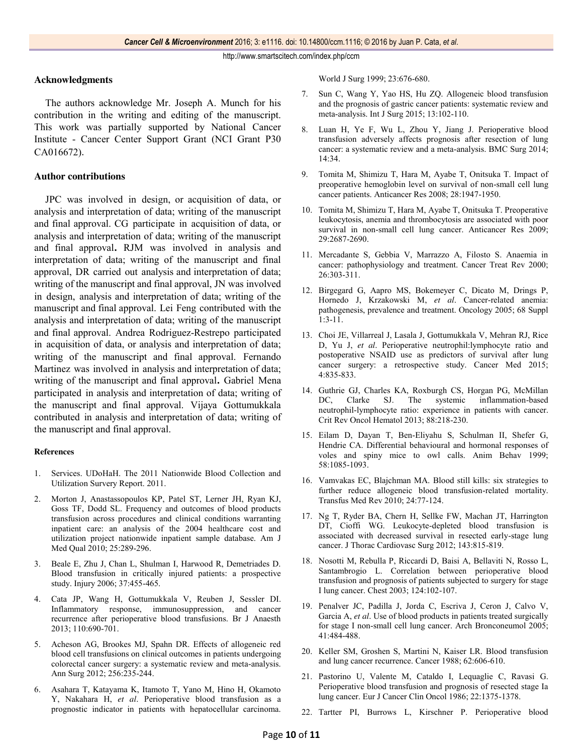## Acknowledgments

The authors acknowledge Mr. Joseph A. Munch for his contribution in the writing and editing of the manuscript. This work was partially supported by National Cancer Institute - Cancer Center Support Grant (NCI Grant P30 CA016672).

## Author contributions

JPC was involved in design, or acquisition of data, or analysis and interpretation of data; writing of the manuscript and final approval. CG participate in acquisition of data, or analysis and interpretation of data; writing of the manuscript and final approval**.** RJM was involved in analysis and interpretation of data; writing of the manuscript and final approval, DR carried out analysis and interpretation of data; writing of the manuscript and final approval, JN was involved in design, analysis and interpretation of data; writing of the manuscript and final approval. Lei Feng contributed with the analysis and interpretation of data; writing of the manuscript and final approval. Andrea Rodriguez-Restrepo participated in acquisition of data, or analysis and interpretation of data; writing of the manuscript and final approval. Fernando Martinez was involved in analysis and interpretation of data; writing of the manuscript and final approval**.** Gabriel Mena participated in analysis and interpretation of data; writing of the manuscript and final approval. Vijaya Gottumukkala contributed in analysis and interpretation of data; writing of the manuscript and final approval.

### References

1. Services. UDoHaH. The 2011 Nationwide Blood Collection and Utilization Survery Report. 2011.
2. Morton J, Anastassopoulos KP, Patel ST, Lerner JH, Ryan KJ, Goss TF, Dodd SL. Frequency and outcomes of blood products transfusion across procedures and clinical conditions warranting inpatient care: an analysis of the 2004 healthcare cost and utilization project nationwide inpatient sample database. Am J Med Qual 2010; 25:289-296.
3. Beale E, Zhu J, Chan L, Shulman I, Harwood R, Demetriades D. Blood transfusion in critically injured patients: a prospective study. Injury 2006; 37:455-465.
4. Cata JP, Wang H, Gottumukkala V, Reuben J, Sessler DI. Inflammatory response, immunosuppression, and cancer recurrence after perioperative blood transfusions. Br J Anaesth 2013; 110:690-701.
5. Acheson AG, Brookes MJ, Spahn DR. Effects of allogeneic red blood cell transfusions on clinical outcomes in patients undergoing colorectal cancer surgery: a systematic review and meta-analysis. Ann Surg 2012; 256:235-244.
6. Asahara T, Katayama K, Itamoto T, Yano M, Hino H, Okamoto Y, Nakahara H, *et al*. Perioperative blood transfusion as a prognostic indicator in patients with hepatocellular carcinoma. World J Surg 1999; 23:676-680.
7. Sun C, Wang Y, Yao HS, Hu ZQ. Allogeneic blood transfusion and the prognosis of gastric cancer patients: systematic review and meta-analysis. Int J Surg 2015; 13:102-110.
8. Luan H, Ye F, Wu L, Zhou Y, Jiang J. Perioperative blood transfusion adversely affects prognosis after resection of lung cancer: a systematic review and a meta-analysis. BMC Surg 2014; 14:34.
9. Tomita M, Shimizu T, Hara M, Ayabe T, Onitsuka T. Impact of preoperative hemoglobin level on survival of non-small cell lung cancer patients. Anticancer Res 2008; 28:1947-1950.
10. Tomita M, Shimizu T, Hara M, Ayabe T, Onitsuka T. Preoperative leukocytosis, anemia and thrombocytosis are associated with poor survival in non-small cell lung cancer. Anticancer Res 2009; 29:2687-2690.
11. Mercadante S, Gebbia V, Marrazzo A, Filosto S. Anaemia in cancer: pathophysiology and treatment. Cancer Treat Rev 2000; 26:303-311.
12. Birgegard G, Aapro MS, Bokemeyer C, Dicato M, Drings P, Hornedo J, Krzakowski M, *et al*. Cancer-related anemia: pathogenesis, prevalence and treatment. Oncology 2005; 68 Suppl 1:3-11.
13. Choi JE, Villarreal J, Lasala J, Gottumukkala V, Mehran RJ, Rice D, Yu J, *et al*. Perioperative neutrophil:lymphocyte ratio and postoperative NSAID use as predictors of survival after lung cancer surgery: a retrospective study. Cancer Med 2015; 4:835-833.
14. Guthrie GJ, Charles KA, Roxburgh CS, Horgan PG, McMillan DC, Clarke SJ. The systemic inflammation-based neutrophil-lymphocyte ratio: experience in patients with cancer. Crit Rev Oncol Hematol 2013; 88:218-230.
15. Eilam D, Dayan T, Ben-Eliyahu S, Schulman II, Shefer G, Hendrie CA. Differential behavioural and hormonal responses of voles and spiny mice to owl calls. Anim Behav 1999; 58:1085-1093.
16. Vamvakas EC, Blajchman MA. Blood still kills: six strategies to further reduce allogeneic blood transfusion-related mortality. Transfus Med Rev 2010; 24:77-124.
17. Ng T, Ryder BA, Chern H, Sellke FW, Machan JT, Harrington DT, Cioffi WG. Leukocyte-depleted blood transfusion is associated with decreased survival in resected early-stage lung cancer. J Thorac Cardiovasc Surg 2012; 143:815-819.
18. Nosotti M, Rebulla P, Riccardi D, Baisi A, Bellaviti N, Rosso L, Santambrogio L. Correlation between perioperative blood transfusion and prognosis of patients subjected to surgery for stage I lung cancer. Chest 2003; 124:102-107.
19. Penalver JC, Padilla J, Jorda C, Escriva J, Ceron J, Calvo V, Garcia A, *et al*. Use of blood products in patients treated surgically for stage I non-small cell lung cancer. Arch Bronconeumol 2005; 41:484-488.
20. Keller SM, Groshen S, Martini N, Kaiser LR. Blood transfusion and lung cancer recurrence. Cancer 1988; 62:606-610.
21. Pastorino U, Valente M, Cataldo I, Lequaglie C, Ravasi G. Perioperative blood transfusion and prognosis of resected stage Ia lung cancer. Eur J Cancer Clin Oncol 1986; 22:1375-1378.
22. Tartter PI, Burrows L, Kirschner P. Perioperative blood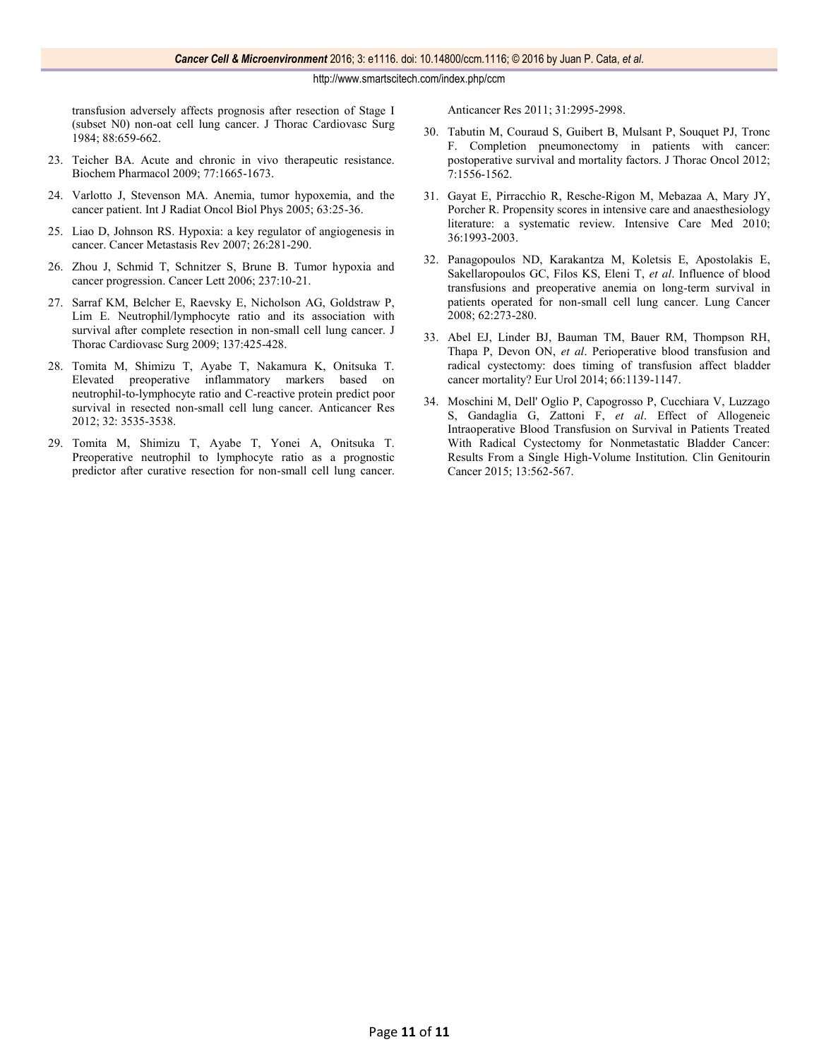transfusion adversely affects prognosis after resection of Stage I (subset N0) non-oat cell lung cancer. J Thorac Cardiovasc Surg 1984; 88:659-662.

23. Teicher BA. Acute and chronic in vivo therapeutic resistance. Biochem Pharmacol 2009; 77:1665-1673.

24. Varlotto J, Stevenson MA. Anemia, tumor hypoxemia, and the cancer patient. Int J Radiat Oncol Biol Phys 2005; 63:25-36.

25. Liao D, Johnson RS. Hypoxia: a key regulator of angiogenesis in cancer. Cancer Metastasis Rev 2007; 26:281-290.

26. Zhou J, Schmid T, Schnitzer S, Brune B. Tumor hypoxia and cancer progression. Cancer Lett 2006; 237:10-21.

27. Sarraf KM, Belcher E, Raevsky E, Nicholson AG, Goldstraw P, Lim E. Neutrophil/lymphocyte ratio and its association with survival after complete resection in non-small cell lung cancer. J Thorac Cardiovasc Surg 2009; 137:425-428.

28. Tomita M, Shimizu T, Ayabe T, Nakamura K, Onitsuka T. Elevated preoperative inflammatory markers based on neutrophil-to-lymphocyte ratio and C-reactive protein predict poor survival in resected non-small cell lung cancer. Anticancer Res 2012; 32: 3535-3538.

29. Tomita M, Shimizu T, Ayabe T, Yonei A, Onitsuka T. Preoperative neutrophil to lymphocyte ratio as a prognostic predictor after curative resection for non-small cell lung cancer. Anticancer Res 2011; 31:2995-2998.

30. Tabutin M, Couraud S, Guibert B, Mulsant P, Souquet PJ, Tronc F. Completion pneumonectomy in patients with cancer: postoperative survival and mortality factors. J Thorac Oncol 2012; 7:1556-1562.

31. Gayat E, Pirracchio R, Resche-Rigon M, Mebazaa A, Mary JY, Porcher R. Propensity scores in intensive care and anaesthesiology literature: a systematic review. Intensive Care Med 2010; 36:1993-2003.

32. Panagopoulos ND, Karakantza M, Koletsis E, Apostolakis E, Sakellaropoulos GC, Filos KS, Eleni T, *et al*. Influence of blood transfusions and preoperative anemia on long-term survival in patients operated for non-small cell lung cancer. Lung Cancer 2008; 62:273-280.

33. Abel EJ, Linder BJ, Bauman TM, Bauer RM, Thompson RH, Thapa P, Devon ON, *et al*. Perioperative blood transfusion and radical cystectomy: does timing of transfusion affect bladder cancer mortality? Eur Urol 2014; 66:1139-1147.

34. Moschini M, Dell' Oglio P, Capogrosso P, Cucchiara V, Luzzago S, Gandaglia G, Zattoni F, *et al*. Effect of Allogeneic Intraoperative Blood Transfusion on Survival in Patients Treated With Radical Cystectomy for Nonmetastatic Bladder Cancer: Results From a Single High-Volume Institution. Clin Genitourin Cancer 2015; 13:562-567.